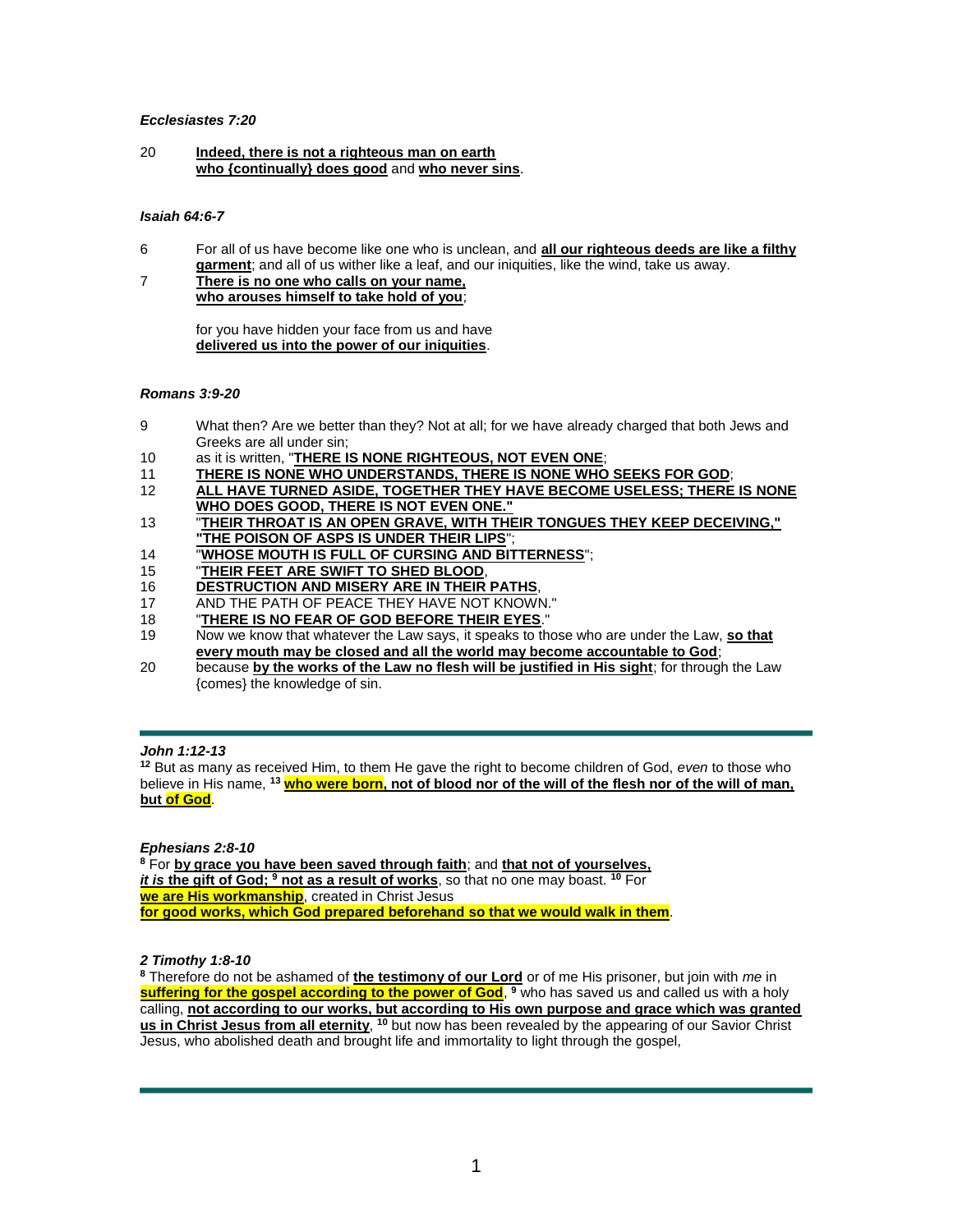***Ecclesiastes 7:20***

20 **Indeed, there is not a righteous man on earth**
**who {continually} does good** and **who never sins**.

***Isaiah 64:6-7***

6 For all of us have become like one who is unclean, and **all our righteous deeds are like a filthy garment**; and all of us wither like a leaf, and our iniquities, like the wind, take us away.

7 **There is no one who calls on your name,**
**who arouses himself to take hold of you**;

for you have hidden your face from us and have
**delivered us into the power of our iniquities**.

***Romans 3:9-20***

9 What then? Are we better than they? Not at all; for we have already charged that both Jews and Greeks are all under sin;

10 as it is written, "**THERE IS NONE RIGHTEOUS, NOT EVEN ONE**;

11 **THERE IS NONE WHO UNDERSTANDS, THERE IS NONE WHO SEEKS FOR GOD**;

12 **ALL HAVE TURNED ASIDE, TOGETHER THEY HAVE BECOME USELESS; THERE IS NONE WHO DOES GOOD, THERE IS NOT EVEN ONE."**

13 "**THEIR THROAT IS AN OPEN GRAVE, WITH THEIR TONGUES THEY KEEP DECEIVING," "THE POISON OF ASPS IS UNDER THEIR LIPS**";

14 "**WHOSE MOUTH IS FULL OF CURSING AND BITTERNESS**";

15 "**THEIR FEET ARE SWIFT TO SHED BLOOD**,

16 **DESTRUCTION AND MISERY ARE IN THEIR PATHS**,

17 AND THE PATH OF PEACE THEY HAVE NOT KNOWN."

18 "**THERE IS NO FEAR OF GOD BEFORE THEIR EYES**."

19 Now we know that whatever the Law says, it speaks to those who are under the Law, **so that every mouth may be closed and all the world may become accountable to God**;

20 because **by the works of the Law no flesh will be justified in His sight**; for through the Law {comes} the knowledge of sin.

---

***John 1:12-13***

[12] But as many as received Him, to them He gave the right to become children of God, *even* to those who believe in His name, [13] **who were born, not of blood nor of the will of the flesh nor of the will of man, but of God**.

***Ephesians 2:8-10***

[8] For **by grace you have been saved through faith**; and **that not of yourselves,** ***it is*** **the gift of God;** [9] **not as a result of works**, so that no one may boast. [10] For **we are His workmanship**, created in Christ Jesus
**for good works, which God prepared beforehand so that we would walk in them**.

***2 Timothy 1:8-10***

[8] Therefore do not be ashamed of **the testimony of our Lord** or of me His prisoner, but join with *me* in **suffering for the gospel according to the power of God**, [9] who has saved us and called us with a holy calling, **not according to our works, but according to His own purpose and grace which was granted us in Christ Jesus from all eternity**, [10] but now has been revealed by the appearing of our Savior Christ Jesus, who abolished death and brought life and immortality to light through the gospel,

---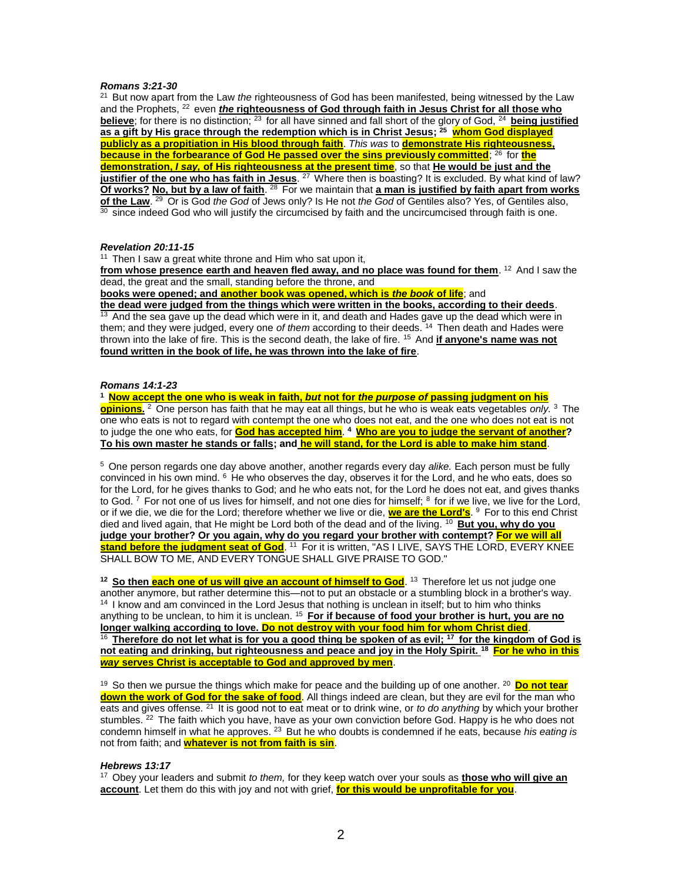***Romans 3:21-30***

[21] But now apart from the Law *the* righteousness of God has been manifested, being witnessed by the Law and the Prophets, [22] even ***the* righteousness of God through faith in Jesus Christ for all those who believe**; for there is no distinction; [23] for all have sinned and fall short of the glory of God, [24] **being justified as a gift by His grace through the redemption which is in Christ Jesus; [25] whom God displayed publicly as a propitiation in His blood through faith**. *This was* to **demonstrate His righteousness, because in the forbearance of God He passed over the sins previously committed**; [26] for **the demonstration, *I say,* of His righteousness at the present time**, so that **He would be just and the justifier of the one who has faith in Jesus**. [27] Where then is boasting? It is excluded. By what kind of law? **Of works? No, but by a law of faith**. [28] For we maintain that **a man is justified by faith apart from works of the Law**. [29] Or is God *the God* of Jews only? Is He not *the God* of Gentiles also? Yes, of Gentiles also, [30] since indeed God who will justify the circumcised by faith and the uncircumcised through faith is one.

***Revelation 20:11-15***

[11] Then I saw a great white throne and Him who sat upon it,
**from whose presence earth and heaven fled away, and no place was found for them**. [12] And I saw the dead, the great and the small, standing before the throne, and
**books were opened; and another book was opened, which is *the book* of life**; and
**the dead were judged from the things which were written in the books, according to their deeds**.
[13] And the sea gave up the dead which were in it, and death and Hades gave up the dead which were in them; and they were judged, every one *of them* according to their deeds. [14] Then death and Hades were thrown into the lake of fire. This is the second death, the lake of fire. [15] And **if anyone's name was not found written in the book of life, he was thrown into the lake of fire**.

***Romans 14:1-23***

**[1] Now accept the one who is weak in faith, *but* not for *the purpose of* passing judgment on his opinions.** [2] One person has faith that he may eat all things, but he who is weak eats vegetables *only.* [3] The one who eats is not to regard with contempt the one who does not eat, and the one who does not eat is not to judge the one who eats, for **God has accepted him**. **[4] Who are you to judge the servant of another? To his own master he stands or falls; and he will stand, for the Lord is able to make him stand**.

[5] One person regards one day above another, another regards every day *alike.* Each person must be fully convinced in his own mind. [6] He who observes the day, observes it for the Lord, and he who eats, does so for the Lord, for he gives thanks to God; and he who eats not, for the Lord he does not eat, and gives thanks to God. [7] For not one of us lives for himself, and not one dies for himself; [8] for if we live, we live for the Lord, or if we die, we die for the Lord; therefore whether we live or die, **we are the Lord's**. [9] For to this end Christ died and lived again, that He might be Lord both of the dead and of the living. [10] **But you, why do you judge your brother? Or you again, why do you regard your brother with contempt? For we will all stand before the judgment seat of God**. [11] For it is written, "AS I LIVE, SAYS THE LORD, EVERY KNEE SHALL BOW TO ME, AND EVERY TONGUE SHALL GIVE PRAISE TO GOD."

**[12] So then each one of us will give an account of himself to God**. [13] Therefore let us not judge one another anymore, but rather determine this—not to put an obstacle or a stumbling block in a brother's way. [14] I know and am convinced in the Lord Jesus that nothing is unclean in itself; but to him who thinks anything to be unclean, to him it is unclean. [15] **For if because of food your brother is hurt, you are no longer walking according to love. Do not destroy with your food him for whom Christ died**. [16] **Therefore do not let what is for you a good thing be spoken of as evil; [17] for the kingdom of God is not eating and drinking, but righteousness and peace and joy in the Holy Spirit. [18] For he who in this *way* serves Christ is acceptable to God and approved by men**.

[19] So then we pursue the things which make for peace and the building up of one another. [20] **Do not tear down the work of God for the sake of food**. All things indeed are clean, but they are evil for the man who eats and gives offense. [21] It is good not to eat meat or to drink wine, or *to do anything* by which your brother stumbles. [22] The faith which you have, have as your own conviction before God. Happy is he who does not condemn himself in what he approves. [23] But he who doubts is condemned if he eats, because *his eating is* not from faith; and **whatever is not from faith is sin**.

***Hebrews 13:17***

[17] Obey your leaders and submit *to them,* for they keep watch over your souls as **those who will give an account**. Let them do this with joy and not with grief, **for this would be unprofitable for you**.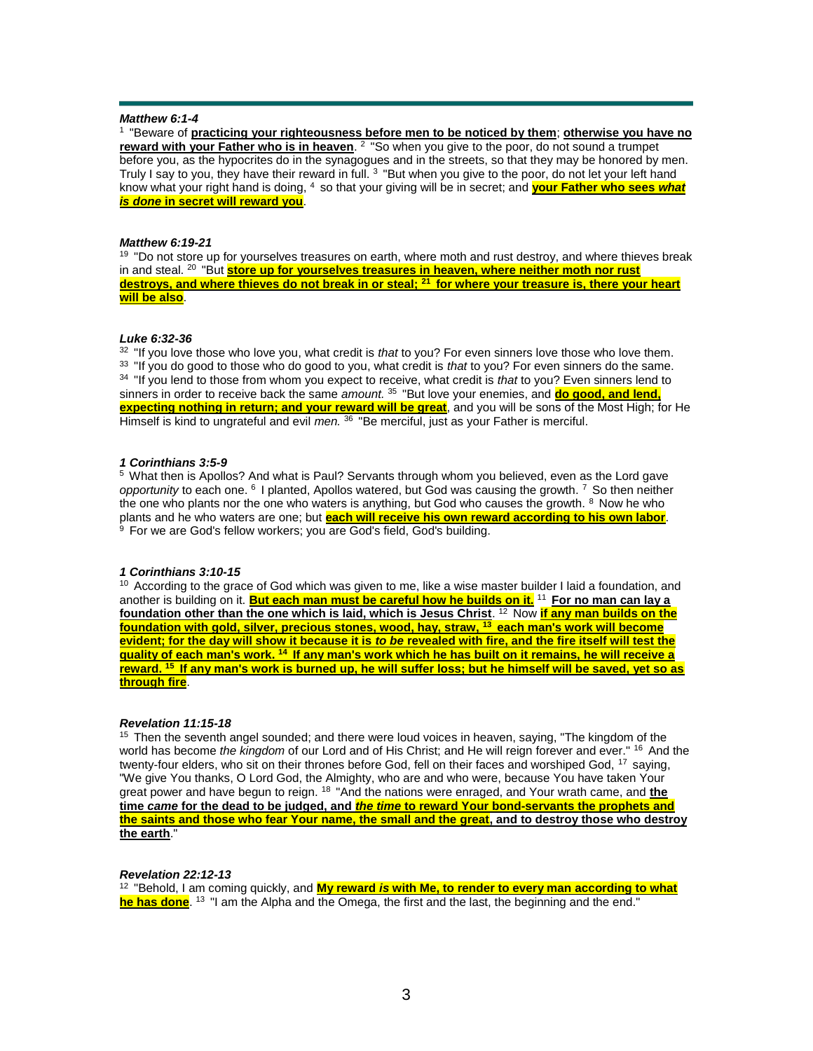***Matthew 6:1-4***

[1] "Beware of **practicing your righteousness before men to be noticed by them**; **otherwise you have no reward with your Father who is in heaven**. [2] "So when you give to the poor, do not sound a trumpet before you, as the hypocrites do in the synagogues and in the streets, so that they may be honored by men. Truly I say to you, they have their reward in full. [3] "But when you give to the poor, do not let your left hand know what your right hand is doing, [4] so that your giving will be in secret; and **your Father who sees *what is done* in secret will reward you**.

***Matthew 6:19-21***

[19] "Do not store up for yourselves treasures on earth, where moth and rust destroy, and where thieves break in and steal. [20] "But **store up for yourselves treasures in heaven, where neither moth nor rust destroys, and where thieves do not break in or steal; [21] for where your treasure is, there your heart will be also**.

***Luke 6:32-36***

[32] "If you love those who love you, what credit is *that* to you? For even sinners love those who love them. [33] "If you do good to those who do good to you, what credit is *that* to you? For even sinners do the same. [34] "If you lend to those from whom you expect to receive, what credit is *that* to you? Even sinners lend to sinners in order to receive back the same *amount.* [35] "But love your enemies, and **do good, and lend, expecting nothing in return; and your reward will be great**, and you will be sons of the Most High; for He Himself is kind to ungrateful and evil *men.* [36] "Be merciful, just as your Father is merciful.

***1 Corinthians 3:5-9***

[5] What then is Apollos? And what is Paul? Servants through whom you believed, even as the Lord gave *opportunity* to each one. [6] I planted, Apollos watered, but God was causing the growth. [7] So then neither the one who plants nor the one who waters is anything, but God who causes the growth. [8] Now he who plants and he who waters are one; but **each will receive his own reward according to his own labor**. [9] For we are God's fellow workers; you are God's field, God's building.

***1 Corinthians 3:10-15***

[10] According to the grace of God which was given to me, like a wise master builder I laid a foundation, and another is building on it. **But each man must be careful how he builds on it.** [11] **For no man can lay a foundation other than the one which is laid, which is Jesus Christ**. [12] Now **if any man builds on the foundation with gold, silver, precious stones, wood, hay, straw, [13] each man's work will become evident; for the day will show it because it is *to be* revealed with fire, and the fire itself will test the quality of each man's work. [14] If any man's work which he has built on it remains, he will receive a reward. [15] If any man's work is burned up, he will suffer loss; but he himself will be saved, yet so as through fire**.

***Revelation 11:15-18***

[15] Then the seventh angel sounded; and there were loud voices in heaven, saying, "The kingdom of the world has become *the kingdom* of our Lord and of His Christ; and He will reign forever and ever." [16] And the twenty-four elders, who sit on their thrones before God, fell on their faces and worshiped God, [17] saying, "We give You thanks, O Lord God, the Almighty, who are and who were, because You have taken Your great power and have begun to reign. [18] "And the nations were enraged, and Your wrath came, and **the time *came* for the dead to be judged, and *the time* to reward Your bond-servants the prophets and the saints and those who fear Your name, the small and the great, and to destroy those who destroy the earth**."

***Revelation 22:12-13***

[12] "Behold, I am coming quickly, and **My reward *is* with Me, to render to every man according to what he has done**. [13] "I am the Alpha and the Omega, the first and the last, the beginning and the end."